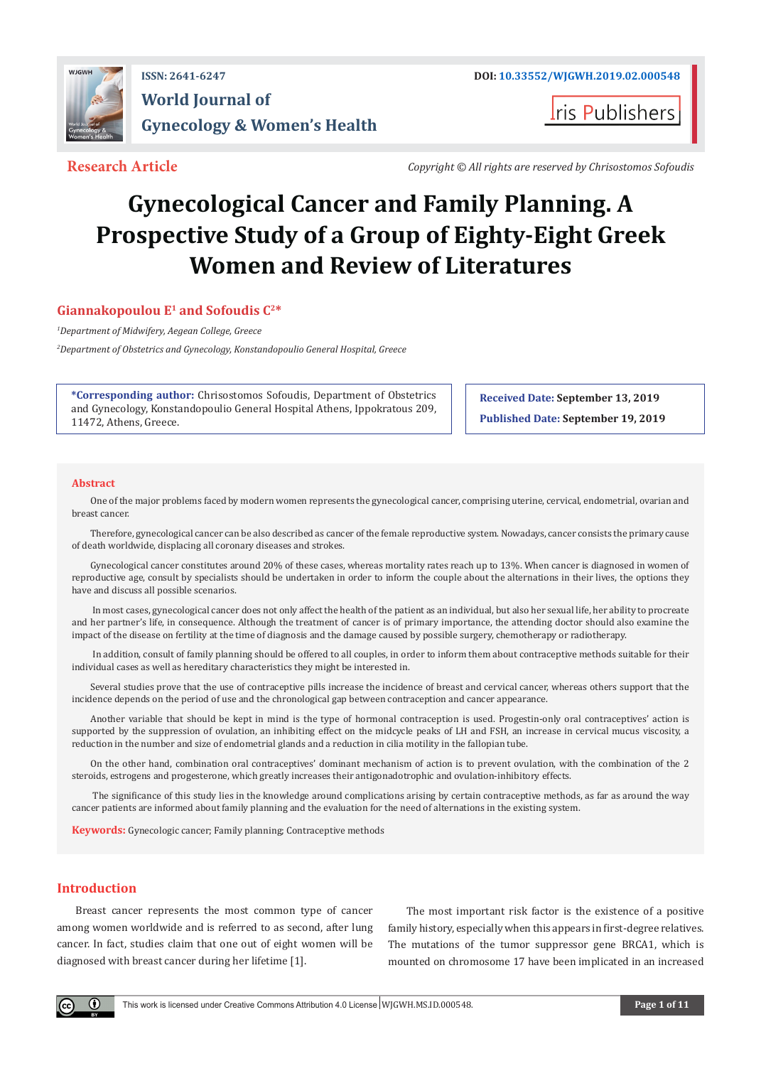ISSN: 2641-6247

DOI: 10.33552/WJGWH.2019.02.000548

World Journal of Gynecology & Women's Health

Iris Publishers

**Research Article**

*Copyright © All rights are reserved by Chrisostomos Sofoudis*

# Gynecological Cancer and Family Planning. A Prospective Study of a Group of Eighty-Eight Greek Women and Review of Literatures

**Giannakopoulou E[1] and Sofoudis C[2]***

[1]*Department of Midwifery, Aegean College, Greece*

[2]*Department of Obstetrics and Gynecology, Konstandopoulio General Hospital, Greece*

**\*Corresponding author:** Chrisostomos Sofoudis, Department of Obstetrics and Gynecology, Konstandopoulio General Hospital Athens, Ippokratous 209, 11472, Athens, Greece.

**Received Date:** September 13, 2019

**Published Date:** September 19, 2019

## Abstract

One of the major problems faced by modern women represents the gynecological cancer, comprising uterine, cervical, endometrial, ovarian and breast cancer.

Therefore, gynecological cancer can be also described as cancer of the female reproductive system. Nowadays, cancer consists the primary cause of death worldwide, displacing all coronary diseases and strokes.

Gynecological cancer constitutes around 20% of these cases, whereas mortality rates reach up to 13%. When cancer is diagnosed in women of reproductive age, consult by specialists should be undertaken in order to inform the couple about the alternations in their lives, the options they have and discuss all possible scenarios.

In most cases, gynecological cancer does not only affect the health of the patient as an individual, but also her sexual life, her ability to procreate and her partner's life, in consequence. Although the treatment of cancer is of primary importance, the attending doctor should also examine the impact of the disease on fertility at the time of diagnosis and the damage caused by possible surgery, chemotherapy or radiotherapy.

In addition, consult of family planning should be offered to all couples, in order to inform them about contraceptive methods suitable for their individual cases as well as hereditary characteristics they might be interested in.

Several studies prove that the use of contraceptive pills increase the incidence of breast and cervical cancer, whereas others support that the incidence depends on the period of use and the chronological gap between contraception and cancer appearance.

Another variable that should be kept in mind is the type of hormonal contraception is used. Progestin-only oral contraceptives' action is supported by the suppression of ovulation, an inhibiting effect on the midcycle peaks of LH and FSH, an increase in cervical mucus viscosity, a reduction in the number and size of endometrial glands and a reduction in cilia motility in the fallopian tube.

On the other hand, combination oral contraceptives' dominant mechanism of action is to prevent ovulation, with the combination of the 2 steroids, estrogens and progesterone, which greatly increases their antigonadotrophic and ovulation-inhibitory effects.

The significance of this study lies in the knowledge around complications arising by certain contraceptive methods, as far as around the way cancer patients are informed about family planning and the evaluation for the need of alternations in the existing system.

**Keywords:** Gynecologic cancer; Family planning; Contraceptive methods

## Introduction

Breast cancer represents the most common type of cancer among women worldwide and is referred to as second, after lung cancer. In fact, studies claim that one out of eight women will be diagnosed with breast cancer during her lifetime [1].

The most important risk factor is the existence of a positive family history, especially when this appears in first-degree relatives. The mutations of the tumor suppressor gene BRCA1, which is mounted on chromosome 17 have been implicated in an increased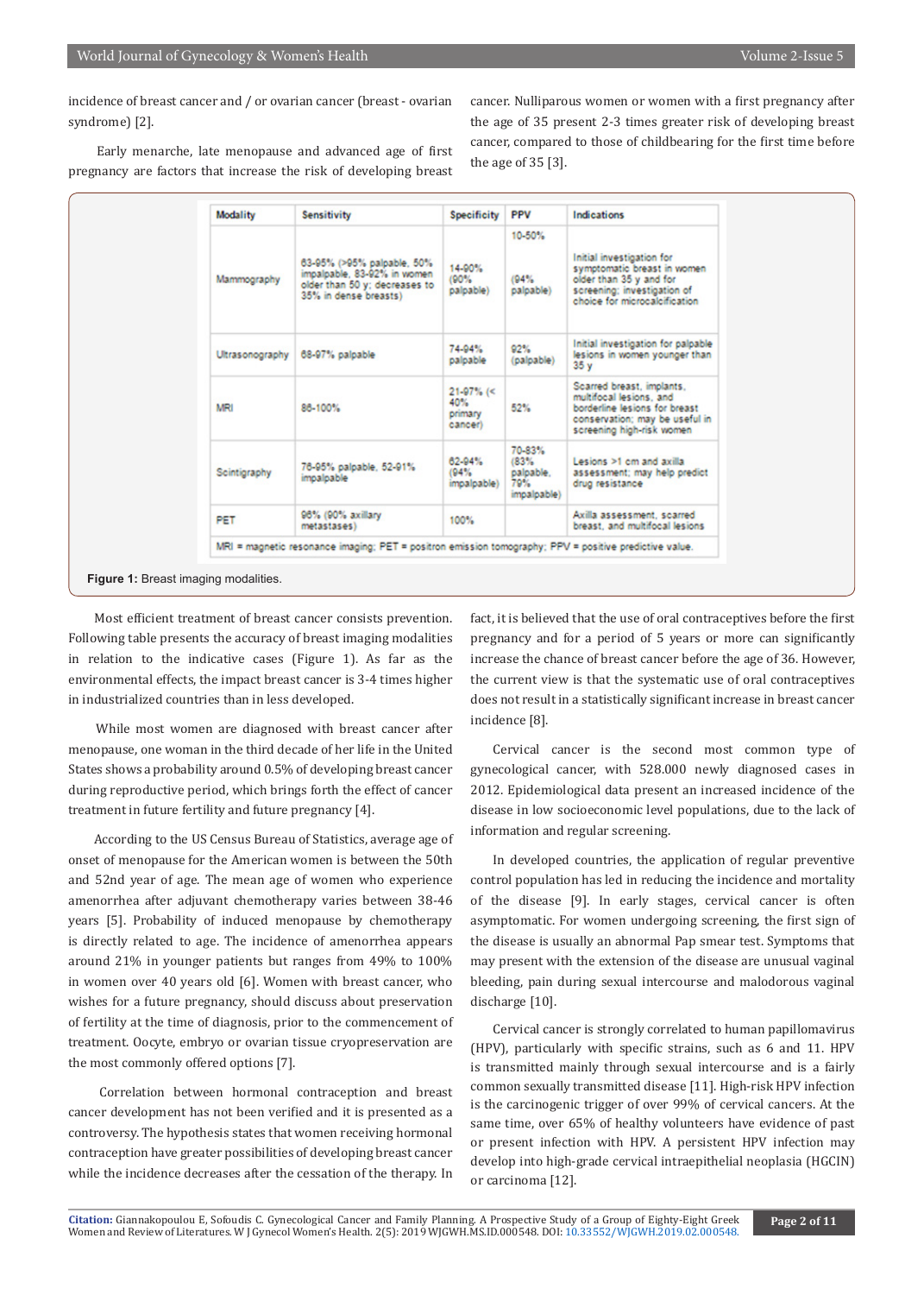incidence of breast cancer and / or ovarian cancer (breast - ovarian syndrome) [2].

Early menarche, late menopause and advanced age of first pregnancy are factors that increase the risk of developing breast cancer. Nulliparous women or women with a first pregnancy after the age of 35 present 2-3 times greater risk of developing breast cancer, compared to those of childbearing for the first time before the age of 35 [3].

| Modality | Sensitivity | Specificity | PPV | Indications |
|---|---|---|---|---|
| Mammography | 63-95% (>95% palpable, 50% impalpable, 83-92% in women older than 50 y; decreases to 35% in dense breasts) | 14-90% (90% palpable) | 10-50% (94% palpable) | Initial investigation for symptomatic breast in women older than 35 y and for screening; investigation of choice for microcalcification |
| Ultrasonography | 68-97% palpable | 74-94% palpable | 92% (palpable) | Initial investigation for palpable lesions in women younger than 35 y |
| MRI | 86-100% | 21-97% (< 40% primary cancer) | 52% | Scarred breast, implants, multifocal lesions, and borderline lesions for breast conservation; may be useful in screening high-risk women |
| Scintigraphy | 76-95% palpable, 52-91% impalpable | 62-94% (94% impalpable) | 70-83% (83% palpable, 79% impalpable) | Lesions >1 cm and axilla assessment; may help predict drug resistance |
| PET | 96% (90% axillary metastases) | 100% | | Axilla assessment, scarred breast, and multifocal lesions |

MRI = magnetic resonance imaging; PET = positron emission tomography; PPV = positive predictive value.

**Figure 1:** Breast imaging modalities.

Most efficient treatment of breast cancer consists prevention. Following table presents the accuracy of breast imaging modalities in relation to the indicative cases (Figure 1). As far as the environmental effects, the impact breast cancer is 3-4 times higher in industrialized countries than in less developed.

While most women are diagnosed with breast cancer after menopause, one woman in the third decade of her life in the United States shows a probability around 0.5% of developing breast cancer during reproductive period, which brings forth the effect of cancer treatment in future fertility and future pregnancy [4].

According to the US Census Bureau of Statistics, average age of onset of menopause for the American women is between the 50th and 52nd year of age. The mean age of women who experience amenorrhea after adjuvant chemotherapy varies between 38-46 years [5]. Probability of induced menopause by chemotherapy is directly related to age. The incidence of amenorrhea appears around 21% in younger patients but ranges from 49% to 100% in women over 40 years old [6]. Women with breast cancer, who wishes for a future pregnancy, should discuss about preservation of fertility at the time of diagnosis, prior to the commencement of treatment. Oocyte, embryo or ovarian tissue cryopreservation are the most commonly offered options [7].

Correlation between hormonal contraception and breast cancer development has not been verified and it is presented as a controversy. The hypothesis states that women receiving hormonal contraception have greater possibilities of developing breast cancer while the incidence decreases after the cessation of the therapy. In fact, it is believed that the use of oral contraceptives before the first pregnancy and for a period of 5 years or more can significantly increase the chance of breast cancer before the age of 36. However, the current view is that the systematic use of oral contraceptives does not result in a statistically significant increase in breast cancer incidence [8].

Cervical cancer is the second most common type of gynecological cancer, with 528.000 newly diagnosed cases in 2012. Epidemiological data present an increased incidence of the disease in low socioeconomic level populations, due to the lack of information and regular screening.

In developed countries, the application of regular preventive control population has led in reducing the incidence and mortality of the disease [9]. In early stages, cervical cancer is often asymptomatic. For women undergoing screening, the first sign of the disease is usually an abnormal Pap smear test. Symptoms that may present with the extension of the disease are unusual vaginal bleeding, pain during sexual intercourse and malodorous vaginal discharge [10].

Cervical cancer is strongly correlated to human papillomavirus (HPV), particularly with specific strains, such as 6 and 11. HPV is transmitted mainly through sexual intercourse and is a fairly common sexually transmitted disease [11]. High-risk HPV infection is the carcinogenic trigger of over 99% of cervical cancers. At the same time, over 65% of healthy volunteers have evidence of past or present infection with HPV. A persistent HPV infection may develop into high-grade cervical intraepithelial neoplasia (HGCIN) or carcinoma [12].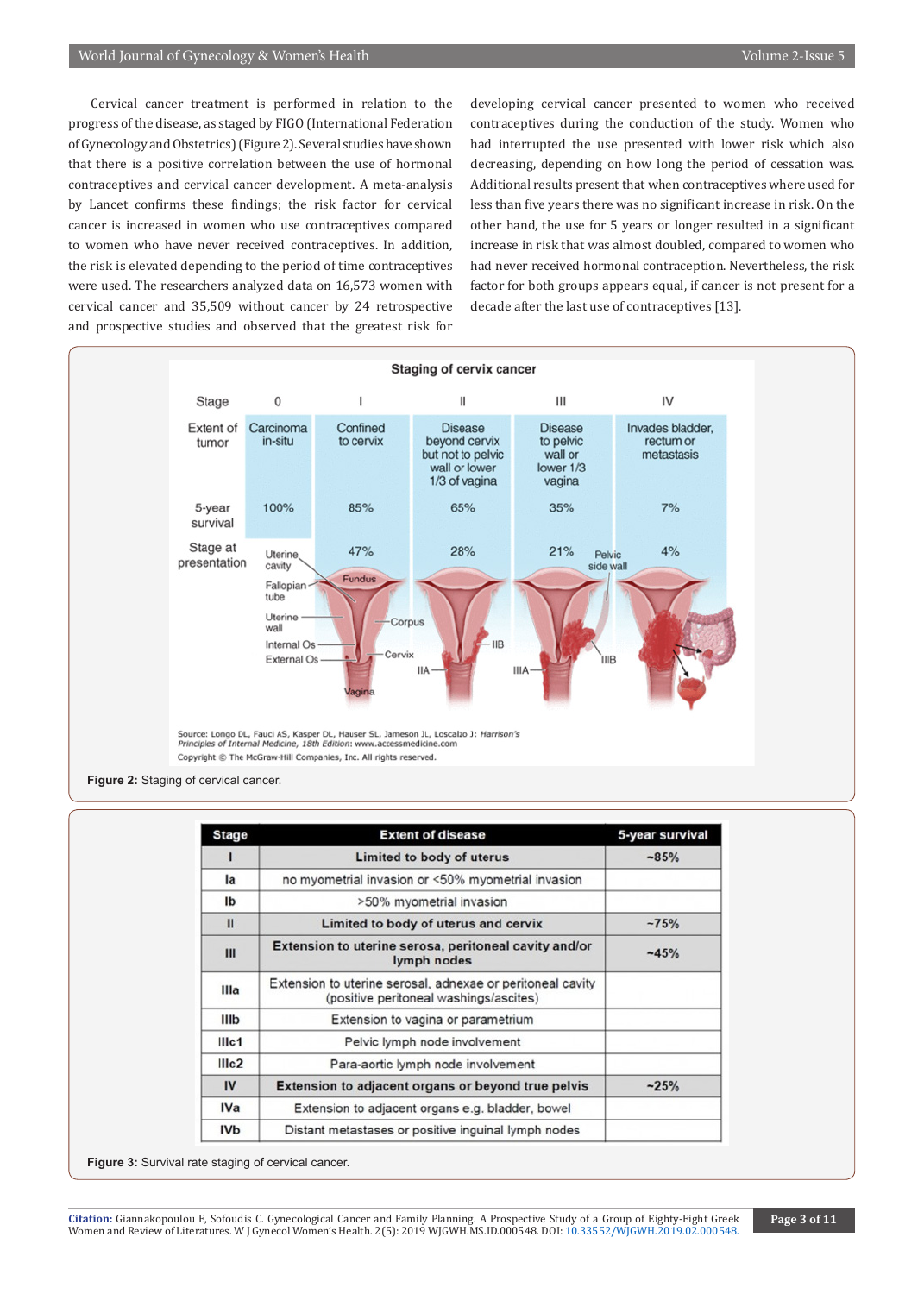Cervical cancer treatment is performed in relation to the progress of the disease, as staged by FIGO (International Federation of Gynecology and Obstetrics) (Figure 2). Several studies have shown that there is a positive correlation between the use of hormonal contraceptives and cervical cancer development. A meta-analysis by Lancet confirms these findings; the risk factor for cervical cancer is increased in women who use contraceptives compared to women who have never received contraceptives. In addition, the risk is elevated depending to the period of time contraceptives were used. The researchers analyzed data on 16,573 women with cervical cancer and 35,509 without cancer by 24 retrospective and prospective studies and observed that the greatest risk for developing cervical cancer presented to women who received contraceptives during the conduction of the study. Women who had interrupted the use presented with lower risk which also decreasing, depending on how long the period of cessation was. Additional results present that when contraceptives where used for less than five years there was no significant increase in risk. On the other hand, the use for 5 years or longer resulted in a significant increase in risk that was almost doubled, compared to women who had never received hormonal contraception. Nevertheless, the risk factor for both groups appears equal, if cancer is not present for a decade after the last use of contraceptives [13].

**Staging of cervix cancer**

| Stage | 0 | I | II | III | IV |
|---|---|---|---|---|---|
| Extent of tumor | Carcinoma in-situ | Confined to cervix | Disease beyond cervix but not to pelvic wall or lower 1/3 of vagina | Disease to pelvic wall or lower 1/3 vagina | Invades bladder, rectum or metastasis |
| 5-year survival | 100% | 85% | 65% | 35% | 7% |
| Stage at presentation | | 47% | 28% | 21% | 4% |

Source: Longo DL, Fauci AS, Kasper DL, Hauser SL, Jameson JL, Loscalzo J: *Harrison's Principles of Internal Medicine, 18th Edition*: www.accessmedicine.com
Copyright © The McGraw-Hill Companies, Inc. All rights reserved.

**Figure 2:** Staging of cervical cancer.

| Stage | Extent of disease | 5-year survival |
|---|---|---|
| **I** | **Limited to body of uterus** | **~85%** |
| **Ia** | no myometrial invasion or <50% myometrial invasion | |
| **Ib** | >50% myometrial invasion | |
| **II** | **Limited to body of uterus and cervix** | **~75%** |
| **III** | **Extension to uterine serosa, peritoneal cavity and/or lymph nodes** | **~45%** |
| **IIIa** | Extension to uterine serosal, adnexae or peritoneal cavity (positive peritoneal washings/ascites) | |
| **IIIb** | Extension to vagina or parametrium | |
| **IIIc1** | Pelvic lymph node involvement | |
| **IIIc2** | Para-aortic lymph node involvement | |
| **IV** | **Extension to adjacent organs or beyond true pelvis** | **~25%** |
| **IVa** | Extension to adjacent organs e.g. bladder, bowel | |
| **IVb** | Distant metastases or positive inguinal lymph nodes | |

**Figure 3:** Survival rate staging of cervical cancer.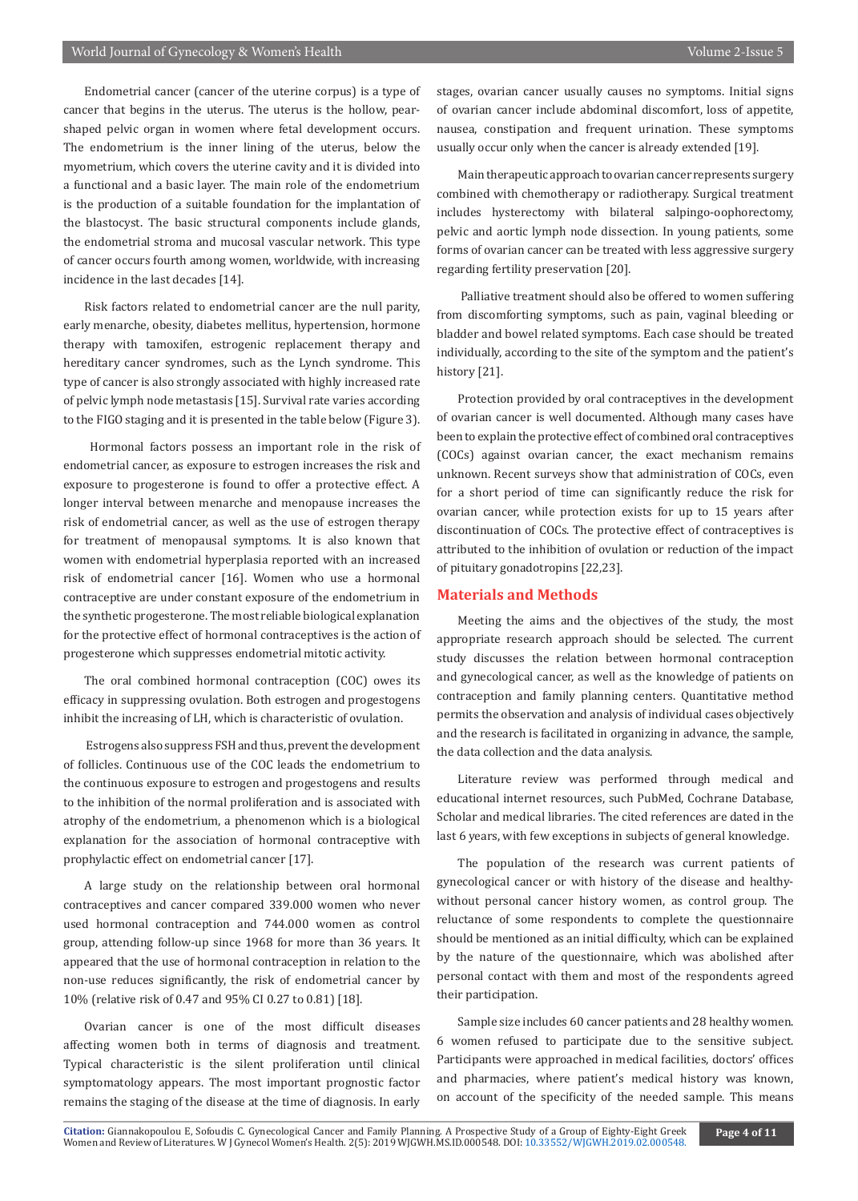Endometrial cancer (cancer of the uterine corpus) is a type of cancer that begins in the uterus. The uterus is the hollow, pear-shaped pelvic organ in women where fetal development occurs. The endometrium is the inner lining of the uterus, below the myometrium, which covers the uterine cavity and it is divided into a functional and a basic layer. The main role of the endometrium is the production of a suitable foundation for the implantation of the blastocyst. The basic structural components include glands, the endometrial stroma and mucosal vascular network. This type of cancer occurs fourth among women, worldwide, with increasing incidence in the last decades [14].

Risk factors related to endometrial cancer are the null parity, early menarche, obesity, diabetes mellitus, hypertension, hormone therapy with tamoxifen, estrogenic replacement therapy and hereditary cancer syndromes, such as the Lynch syndrome. This type of cancer is also strongly associated with highly increased rate of pelvic lymph node metastasis [15]. Survival rate varies according to the FIGO staging and it is presented in the table below (Figure 3).

Hormonal factors possess an important role in the risk of endometrial cancer, as exposure to estrogen increases the risk and exposure to progesterone is found to offer a protective effect. A longer interval between menarche and menopause increases the risk of endometrial cancer, as well as the use of estrogen therapy for treatment of menopausal symptoms. It is also known that women with endometrial hyperplasia reported with an increased risk of endometrial cancer [16]. Women who use a hormonal contraceptive are under constant exposure of the endometrium in the synthetic progesterone. The most reliable biological explanation for the protective effect of hormonal contraceptives is the action of progesterone which suppresses endometrial mitotic activity.

The oral combined hormonal contraception (COC) owes its efficacy in suppressing ovulation. Both estrogen and progestogens inhibit the increasing of LH, which is characteristic of ovulation.

Estrogens also suppress FSH and thus, prevent the development of follicles. Continuous use of the COC leads the endometrium to the continuous exposure to estrogen and progestogens and results to the inhibition of the normal proliferation and is associated with atrophy of the endometrium, a phenomenon which is a biological explanation for the association of hormonal contraceptive with prophylactic effect on endometrial cancer [17].

A large study on the relationship between oral hormonal contraceptives and cancer compared 339.000 women who never used hormonal contraception and 744.000 women as control group, attending follow-up since 1968 for more than 36 years. It appeared that the use of hormonal contraception in relation to the non-use reduces significantly, the risk of endometrial cancer by 10% (relative risk of 0.47 and 95% CI 0.27 to 0.81) [18].

Ovarian cancer is one of the most difficult diseases affecting women both in terms of diagnosis and treatment. Typical characteristic is the silent proliferation until clinical symptomatology appears. The most important prognostic factor remains the staging of the disease at the time of diagnosis. In early stages, ovarian cancer usually causes no symptoms. Initial signs of ovarian cancer include abdominal discomfort, loss of appetite, nausea, constipation and frequent urination. These symptoms usually occur only when the cancer is already extended [19].

Main therapeutic approach to ovarian cancer represents surgery combined with chemotherapy or radiotherapy. Surgical treatment includes hysterectomy with bilateral salpingo-oophorectomy, pelvic and aortic lymph node dissection. In young patients, some forms of ovarian cancer can be treated with less aggressive surgery regarding fertility preservation [20].

Palliative treatment should also be offered to women suffering from discomforting symptoms, such as pain, vaginal bleeding or bladder and bowel related symptoms. Each case should be treated individually, according to the site of the symptom and the patient's history [21].

Protection provided by oral contraceptives in the development of ovarian cancer is well documented. Although many cases have been to explain the protective effect of combined oral contraceptives (COCs) against ovarian cancer, the exact mechanism remains unknown. Recent surveys show that administration of COCs, even for a short period of time can significantly reduce the risk for ovarian cancer, while protection exists for up to 15 years after discontinuation of COCs. The protective effect of contraceptives is attributed to the inhibition of ovulation or reduction of the impact of pituitary gonadotropins [22,23].

## Materials and Methods

Meeting the aims and the objectives of the study, the most appropriate research approach should be selected. The current study discusses the relation between hormonal contraception and gynecological cancer, as well as the knowledge of patients on contraception and family planning centers. Quantitative method permits the observation and analysis of individual cases objectively and the research is facilitated in organizing in advance, the sample, the data collection and the data analysis.

Literature review was performed through medical and educational internet resources, such PubMed, Cochrane Database, Scholar and medical libraries. The cited references are dated in the last 6 years, with few exceptions in subjects of general knowledge.

The population of the research was current patients of gynecological cancer or with history of the disease and healthy-without personal cancer history women, as control group. The reluctance of some respondents to complete the questionnaire should be mentioned as an initial difficulty, which can be explained by the nature of the questionnaire, which was abolished after personal contact with them and most of the respondents agreed their participation.

Sample size includes 60 cancer patients and 28 healthy women. 6 women refused to participate due to the sensitive subject. Participants were approached in medical facilities, doctors' offices and pharmacies, where patient's medical history was known, on account of the specificity of the needed sample. This means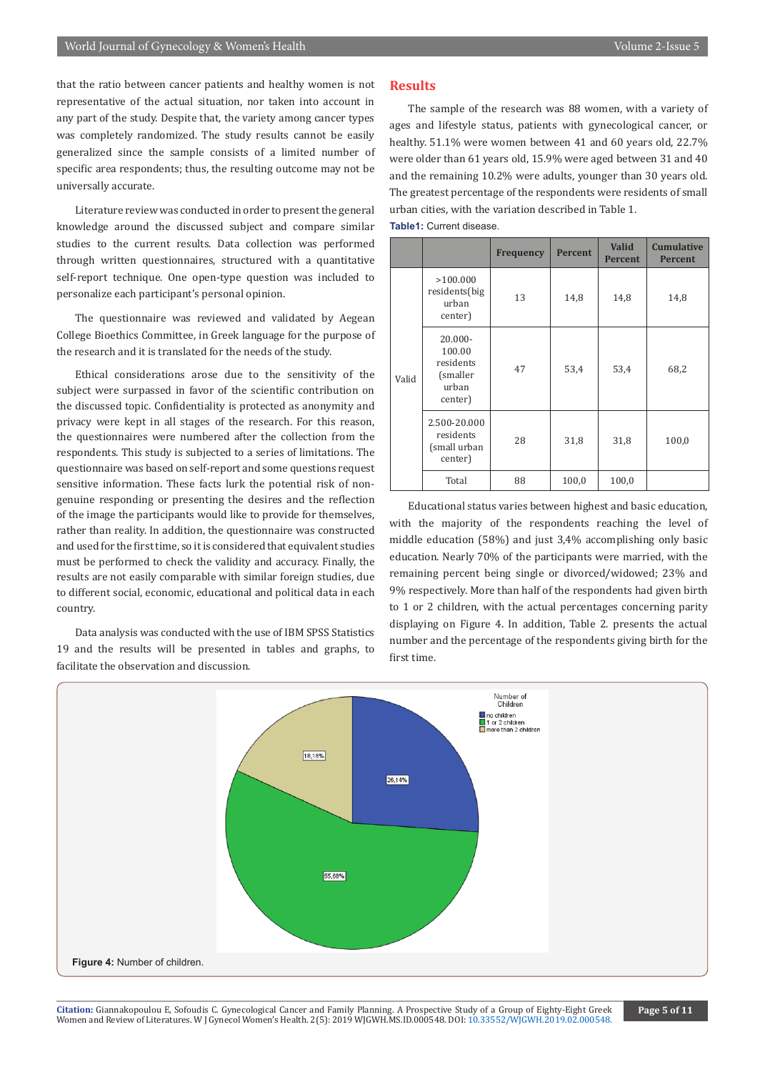that the ratio between cancer patients and healthy women is not representative of the actual situation, nor taken into account in any part of the study. Despite that, the variety among cancer types was completely randomized. The study results cannot be easily generalized since the sample consists of a limited number of specific area respondents; thus, the resulting outcome may not be universally accurate.

Literature review was conducted in order to present the general knowledge around the discussed subject and compare similar studies to the current results. Data collection was performed through written questionnaires, structured with a quantitative self-report technique. One open-type question was included to personalize each participant's personal opinion.

The questionnaire was reviewed and validated by Aegean College Bioethics Committee, in Greek language for the purpose of the research and it is translated for the needs of the study.

Ethical considerations arose due to the sensitivity of the subject were surpassed in favor of the scientific contribution on the discussed topic. Confidentiality is protected as anonymity and privacy were kept in all stages of the research. For this reason, the questionnaires were numbered after the collection from the respondents. This study is subjected to a series of limitations. The questionnaire was based on self-report and some questions request sensitive information. These facts lurk the potential risk of non-genuine responding or presenting the desires and the reflection of the image the participants would like to provide for themselves, rather than reality. In addition, the questionnaire was constructed and used for the first time, so it is considered that equivalent studies must be performed to check the validity and accuracy. Finally, the results are not easily comparable with similar foreign studies, due to different social, economic, educational and political data in each country.

Data analysis was conducted with the use of IBM SPSS Statistics 19 and the results will be presented in tables and graphs, to facilitate the observation and discussion.

## Results

The sample of the research was 88 women, with a variety of ages and lifestyle status, patients with gynecological cancer, or healthy. 51.1% were women between 41 and 60 years old, 22.7% were older than 61 years old, 15.9% were aged between 31 and 40 and the remaining 10.2% were adults, younger than 30 years old. The greatest percentage of the respondents were residents of small urban cities, with the variation described in Table 1.

**Table1:** Current disease.

| | | Frequency | Percent | Valid Percent | Cumulative Percent |
|---|---|---|---|---|---|
| Valid | >100.000 residents(big urban center) | 13 | 14,8 | 14,8 | 14,8 |
| | 20.000-100.00 residents (smaller urban center) | 47 | 53,4 | 53,4 | 68,2 |
| | 2.500-20.000 residents (small urban center) | 28 | 31,8 | 31,8 | 100,0 |
| | Total | 88 | 100,0 | 100,0 | |

Educational status varies between highest and basic education, with the majority of the respondents reaching the level of middle education (58%) and just 3,4% accomplishing only basic education. Nearly 70% of the participants were married, with the remaining percent being single or divorced/widowed; 23% and 9% respectively. More than half of the respondents had given birth to 1 or 2 children, with the actual percentages concerning parity displaying on Figure 4. In addition, Table 2. presents the actual number and the percentage of the respondents giving birth for the first time.

**Figure 4:** Number of children.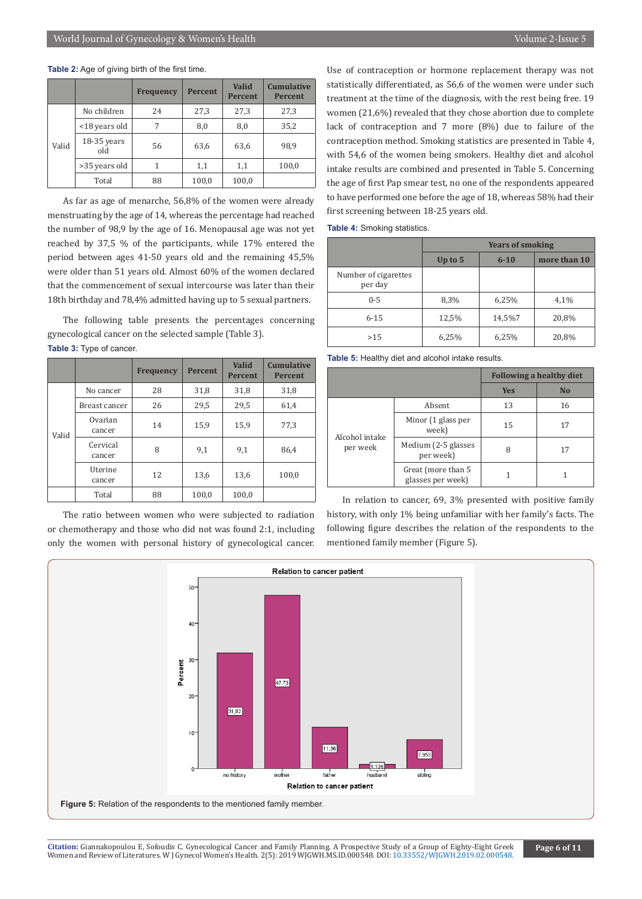**Table 2:** Age of giving birth of the first time.

| | | Frequency | Percent | Valid Percent | Cumulative Percent |
|---|---|---|---|---|---|
| Valid | No children | 24 | 27,3 | 27,3 | 27,3 |
| | <18 years old | 7 | 8,0 | 8,0 | 35,2 |
| | 18-35 years old | 56 | 63,6 | 63,6 | 98,9 |
| | >35 years old | 1 | 1,1 | 1,1 | 100,0 |
| | Total | 88 | 100,0 | 100,0 | |

As far as age of menarche, 56,8% of the women were already menstruating by the age of 14, whereas the percentage had reached the number of 98,9 by the age of 16. Menopausal age was not yet reached by 37,5 % of the participants, while 17% entered the period between ages 41-50 years old and the remaining 45,5% were older than 51 years old. Almost 60% of the women declared that the commencement of sexual intercourse was later than their 18th birthday and 78,4% admitted having up to 5 sexual partners.

The following table presents the percentages concerning gynecological cancer on the selected sample (Table 3).

**Table 3:** Type of cancer.

| | | Frequency | Percent | Valid Percent | Cumulative Percent |
|---|---|---|---|---|---|
| Valid | No cancer | 28 | 31,8 | 31,8 | 31,8 |
| | Breast cancer | 26 | 29,5 | 29,5 | 61,4 |
| | Ovarian cancer | 14 | 15,9 | 15,9 | 77,3 |
| | Cervical cancer | 8 | 9,1 | 9,1 | 86,4 |
| | Uterine cancer | 12 | 13,6 | 13,6 | 100,0 |
| | Total | 88 | 100,0 | 100,0 | |

The ratio between women who were subjected to radiation or chemotherapy and those who did not was found 2:1, including only the women with personal history of gynecological cancer. Use of contraception or hormone replacement therapy was not statistically differentiated, as 56,6 of the women were under such treatment at the time of the diagnosis, with the rest being free. 19 women (21,6%) revealed that they chose abortion due to complete lack of contraception and 7 more (8%) due to failure of the contraception method. Smoking statistics are presented in Table 4, with 54,6 of the women being smokers. Healthy diet and alcohol intake results are combined and presented in Table 5. Concerning the age of first Pap smear test, no one of the respondents appeared to have performed one before the age of 18, whereas 58% had their first screening between 18-25 years old.

**Table 4:** Smoking statistics.

| | Years of smoking | | |
|---|---|---|---|
| | Up to 5 | 6-10 | more than 10 |
| Number of cigarettes per day | | | |
| 0-5 | 8,3% | 6,25% | 4,1% |
| 6-15 | 12,5% | 14,5%7 | 20,8% |
| >15 | 6,25% | 6,25% | 20,8% |

**Table 5:** Healthy diet and alcohol intake results.

| | | Following a healthy diet | |
|---|---|---|---|
| | | Yes | No |
| Alcohol intake per week | Absent | 13 | 16 |
| | Minor (1 glass per week) | 15 | 17 |
| | Medium (2-5 glasses per week) | 8 | 17 |
| | Great (more than 5 glasses per week) | 1 | 1 |

In relation to cancer, 69, 3% presented with positive family history, with only 1% being unfamiliar with her family's facts. The following figure describes the relation of the respondents to the mentioned family member (Figure 5).

**Figure 5:** Relation of the respondents to the mentioned family member.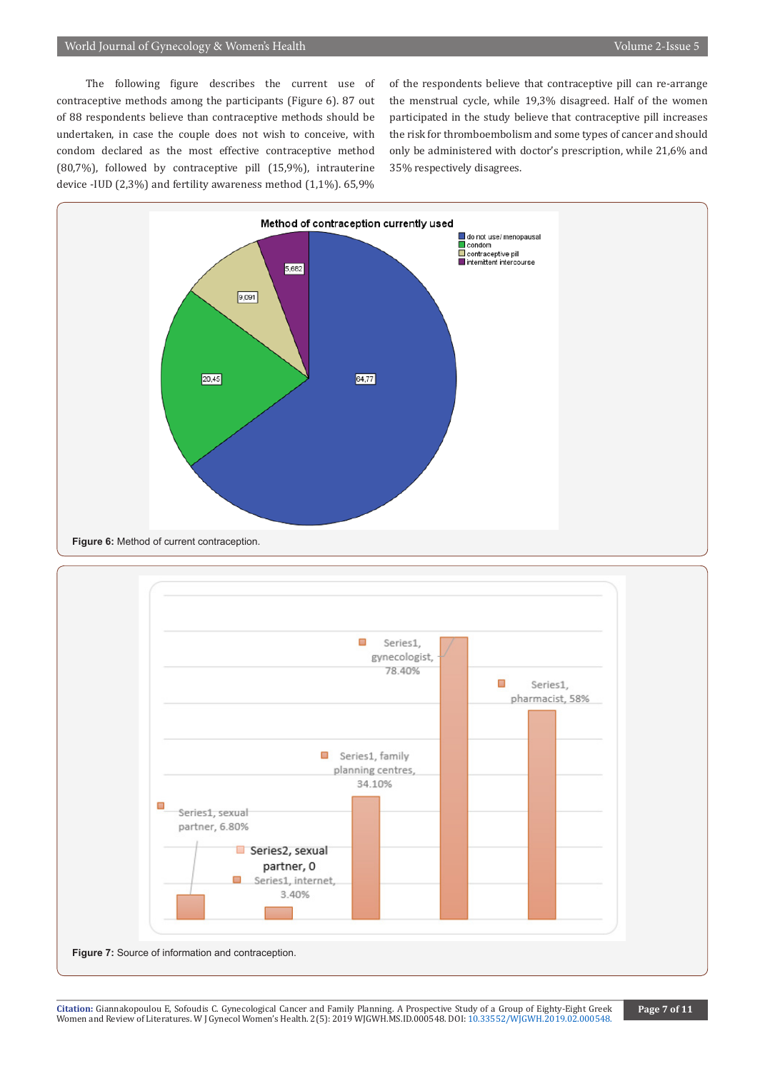The following figure describes the current use of contraceptive methods among the participants (Figure 6). 87 out of 88 respondents believe than contraceptive methods should be undertaken, in case the couple does not wish to conceive, with condom declared as the most effective contraceptive method (80,7%), followed by contraceptive pill (15,9%), intrauterine device -IUD (2,3%) and fertility awareness method (1,1%). 65,9% of the respondents believe that contraceptive pill can re-arrange the menstrual cycle, while 19,3% disagreed. Half of the women participated in the study believe that contraceptive pill increases the risk for thromboembolism and some types of cancer and should only be administered with doctor's prescription, while 21,6% and 35% respectively disagrees.

**Figure 6:** Method of current contraception.

**Figure 7:** Source of information and contraception.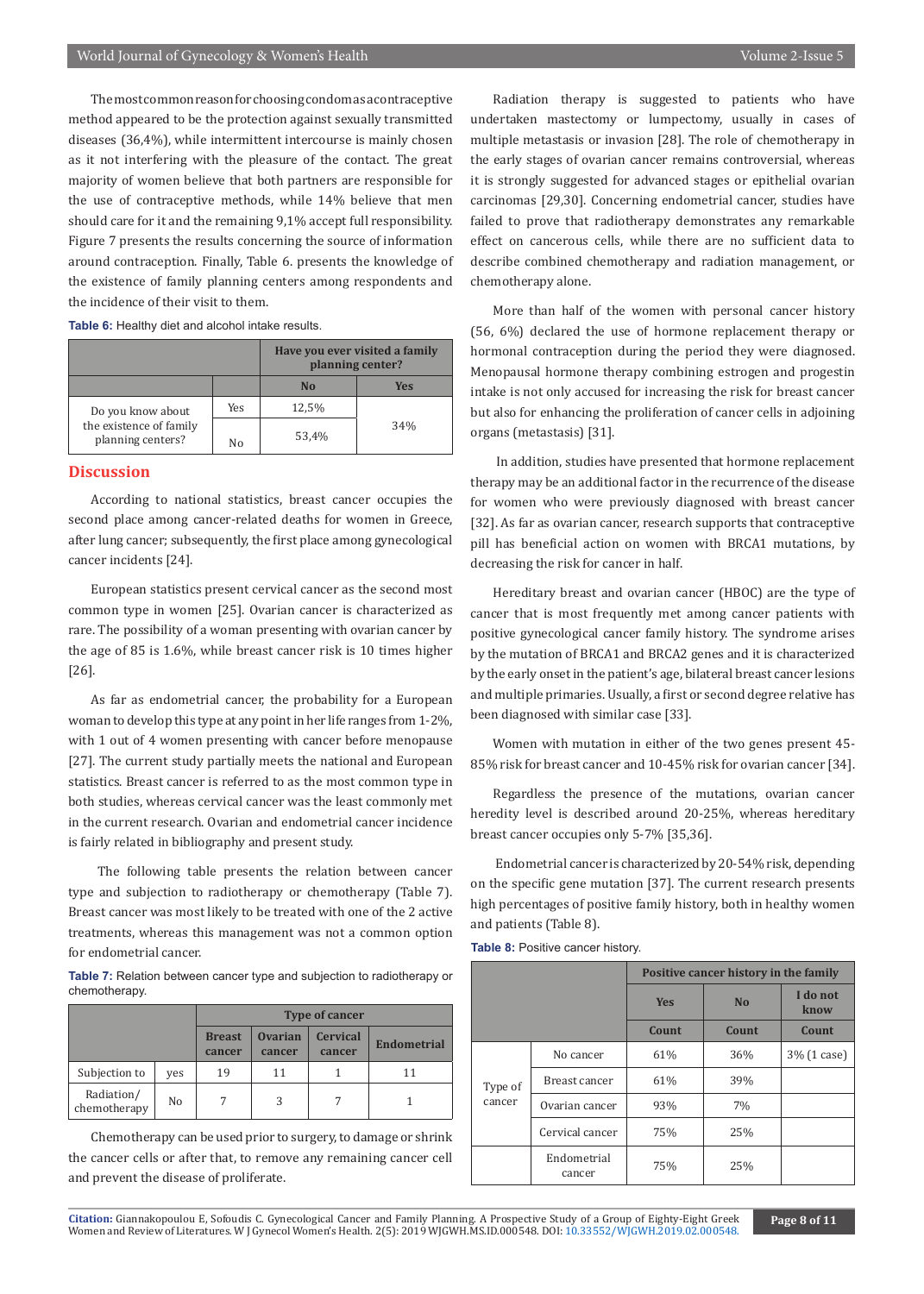The most common reason for choosing condom as a contraceptive method appeared to be the protection against sexually transmitted diseases (36,4%), while intermittent intercourse is mainly chosen as it not interfering with the pleasure of the contact. The great majority of women believe that both partners are responsible for the use of contraceptive methods, while 14% believe that men should care for it and the remaining 9,1% accept full responsibility. Figure 7 presents the results concerning the source of information around contraception. Finally, Table 6. presents the knowledge of the existence of family planning centers among respondents and the incidence of their visit to them.

**Table 6:** Healthy diet and alcohol intake results.

| | | Have you ever visited a family planning center? | |
|---|---|---|---|
| | | **No** | **Yes** |
| Do you know about the existence of family planning centers? | Yes | 12,5% | 34% |
| | No | 53,4% | |

## Discussion

According to national statistics, breast cancer occupies the second place among cancer-related deaths for women in Greece, after lung cancer; subsequently, the first place among gynecological cancer incidents [24].

European statistics present cervical cancer as the second most common type in women [25]. Ovarian cancer is characterized as rare. The possibility of a woman presenting with ovarian cancer by the age of 85 is 1.6%, while breast cancer risk is 10 times higher [26].

As far as endometrial cancer, the probability for a European woman to develop this type at any point in her life ranges from 1-2%, with 1 out of 4 women presenting with cancer before menopause [27]. The current study partially meets the national and European statistics. Breast cancer is referred to as the most common type in both studies, whereas cervical cancer was the least commonly met in the current research. Ovarian and endometrial cancer incidence is fairly related in bibliography and present study.

The following table presents the relation between cancer type and subjection to radiotherapy or chemotherapy (Table 7). Breast cancer was most likely to be treated with one of the 2 active treatments, whereas this management was not a common option for endometrial cancer.

**Table 7:** Relation between cancer type and subjection to radiotherapy or chemotherapy.

| | | Type of cancer | | | |
|---|---|---|---|---|---|
| | | **Breast cancer** | **Ovarian cancer** | **Cervical cancer** | **Endometrial** |
| Subjection to Radiation/ chemotherapy | yes | 19 | 11 | 1 | 11 |
| | No | 7 | 3 | 7 | 1 |

Chemotherapy can be used prior to surgery, to damage or shrink the cancer cells or after that, to remove any remaining cancer cell and prevent the disease of proliferate.

Radiation therapy is suggested to patients who have undertaken mastectomy or lumpectomy, usually in cases of multiple metastasis or invasion [28]. The role of chemotherapy in the early stages of ovarian cancer remains controversial, whereas it is strongly suggested for advanced stages or epithelial ovarian carcinomas [29,30]. Concerning endometrial cancer, studies have failed to prove that radiotherapy demonstrates any remarkable effect on cancerous cells, while there are no sufficient data to describe combined chemotherapy and radiation management, or chemotherapy alone.

More than half of the women with personal cancer history (56, 6%) declared the use of hormone replacement therapy or hormonal contraception during the period they were diagnosed. Menopausal hormone therapy combining estrogen and progestin intake is not only accused for increasing the risk for breast cancer but also for enhancing the proliferation of cancer cells in adjoining organs (metastasis) [31].

In addition, studies have presented that hormone replacement therapy may be an additional factor in the recurrence of the disease for women who were previously diagnosed with breast cancer [32]. As far as ovarian cancer, research supports that contraceptive pill has beneficial action on women with BRCA1 mutations, by decreasing the risk for cancer in half.

Hereditary breast and ovarian cancer (HBOC) are the type of cancer that is most frequently met among cancer patients with positive gynecological cancer family history. The syndrome arises by the mutation of BRCA1 and BRCA2 genes and it is characterized by the early onset in the patient's age, bilateral breast cancer lesions and multiple primaries. Usually, a first or second degree relative has been diagnosed with similar case [33].

Women with mutation in either of the two genes present 45-85% risk for breast cancer and 10-45% risk for ovarian cancer [34].

Regardless the presence of the mutations, ovarian cancer heredity level is described around 20-25%, whereas hereditary breast cancer occupies only 5-7% [35,36].

Endometrial cancer is characterized by 20-54% risk, depending on the specific gene mutation [37]. The current research presents high percentages of positive family history, both in healthy women and patients (Table 8).

**Table 8:** Positive cancer history.

| | | Positive cancer history in the family | | |
|---|---|---|---|---|
| | | **Yes** | **No** | **I do not know** |
| | | **Count** | **Count** | **Count** |
| Type of cancer | No cancer | 61% | 36% | 3% (1 case) |
| | Breast cancer | 61% | 39% | |
| | Ovarian cancer | 93% | 7% | |
| | Cervical cancer | 75% | 25% | |
| | Endometrial cancer | 75% | 25% | |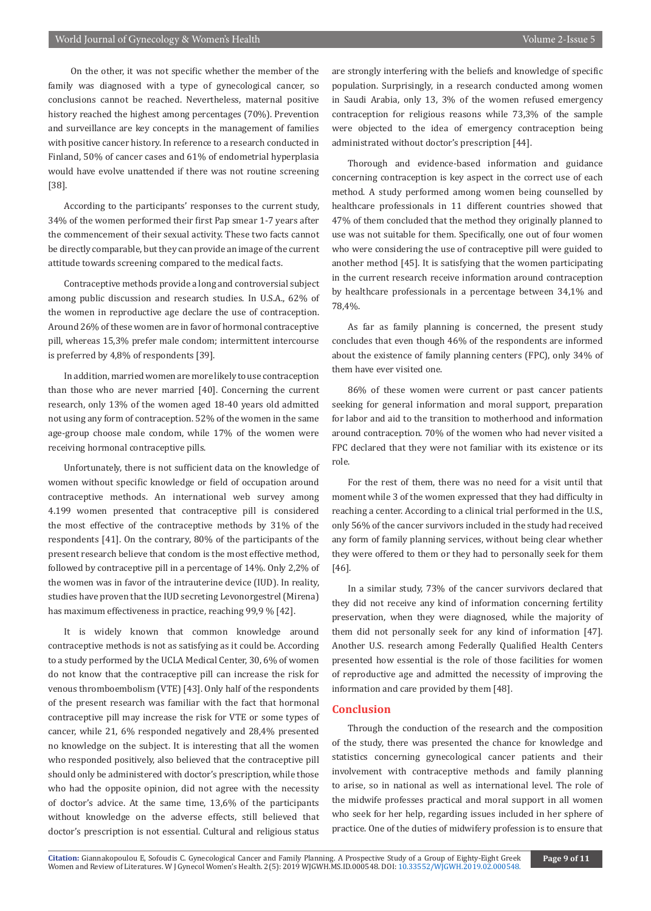On the other, it was not specific whether the member of the family was diagnosed with a type of gynecological cancer, so conclusions cannot be reached. Nevertheless, maternal positive history reached the highest among percentages (70%). Prevention and surveillance are key concepts in the management of families with positive cancer history. In reference to a research conducted in Finland, 50% of cancer cases and 61% of endometrial hyperplasia would have evolve unattended if there was not routine screening [38].

According to the participants' responses to the current study, 34% of the women performed their first Pap smear 1-7 years after the commencement of their sexual activity. These two facts cannot be directly comparable, but they can provide an image of the current attitude towards screening compared to the medical facts.

Contraceptive methods provide a long and controversial subject among public discussion and research studies. In U.S.A., 62% of the women in reproductive age declare the use of contraception. Around 26% of these women are in favor of hormonal contraceptive pill, whereas 15,3% prefer male condom; intermittent intercourse is preferred by 4,8% of respondents [39].

In addition, married women are more likely to use contraception than those who are never married [40]. Concerning the current research, only 13% of the women aged 18-40 years old admitted not using any form of contraception. 52% of the women in the same age-group choose male condom, while 17% of the women were receiving hormonal contraceptive pills.

Unfortunately, there is not sufficient data on the knowledge of women without specific knowledge or field of occupation around contraceptive methods. An international web survey among 4.199 women presented that contraceptive pill is considered the most effective of the contraceptive methods by 31% of the respondents [41]. On the contrary, 80% of the participants of the present research believe that condom is the most effective method, followed by contraceptive pill in a percentage of 14%. Only 2,2% of the women was in favor of the intrauterine device (IUD). In reality, studies have proven that the IUD secreting Levonorgestrel (Mirena) has maximum effectiveness in practice, reaching 99,9 % [42].

It is widely known that common knowledge around contraceptive methods is not as satisfying as it could be. According to a study performed by the UCLA Medical Center, 30, 6% of women do not know that the contraceptive pill can increase the risk for venous thromboembolism (VTE) [43]. Only half of the respondents of the present research was familiar with the fact that hormonal contraceptive pill may increase the risk for VTE or some types of cancer, while 21, 6% responded negatively and 28,4% presented no knowledge on the subject. It is interesting that all the women who responded positively, also believed that the contraceptive pill should only be administered with doctor's prescription, while those who had the opposite opinion, did not agree with the necessity of doctor's advice. At the same time, 13,6% of the participants without knowledge on the adverse effects, still believed that doctor's prescription is not essential. Cultural and religious status are strongly interfering with the beliefs and knowledge of specific population. Surprisingly, in a research conducted among women in Saudi Arabia, only 13, 3% of the women refused emergency contraception for religious reasons while 73,3% of the sample were objected to the idea of emergency contraception being administrated without doctor's prescription [44].

Thorough and evidence-based information and guidance concerning contraception is key aspect in the correct use of each method. A study performed among women being counselled by healthcare professionals in 11 different countries showed that 47% of them concluded that the method they originally planned to use was not suitable for them. Specifically, one out of four women who were considering the use of contraceptive pill were guided to another method [45]. It is satisfying that the women participating in the current research receive information around contraception by healthcare professionals in a percentage between 34,1% and 78,4%.

As far as family planning is concerned, the present study concludes that even though 46% of the respondents are informed about the existence of family planning centers (FPC), only 34% of them have ever visited one.

86% of these women were current or past cancer patients seeking for general information and moral support, preparation for labor and aid to the transition to motherhood and information around contraception. 70% of the women who had never visited a FPC declared that they were not familiar with its existence or its role.

For the rest of them, there was no need for a visit until that moment while 3 of the women expressed that they had difficulty in reaching a center. According to a clinical trial performed in the U.S., only 56% of the cancer survivors included in the study had received any form of family planning services, without being clear whether they were offered to them or they had to personally seek for them [46].

In a similar study, 73% of the cancer survivors declared that they did not receive any kind of information concerning fertility preservation, when they were diagnosed, while the majority of them did not personally seek for any kind of information [47]. Another U.S. research among Federally Qualified Health Centers presented how essential is the role of those facilities for women of reproductive age and admitted the necessity of improving the information and care provided by them [48].

## Conclusion

Through the conduction of the research and the composition of the study, there was presented the chance for knowledge and statistics concerning gynecological cancer patients and their involvement with contraceptive methods and family planning to arise, so in national as well as international level. The role of the midwife professes practical and moral support in all women who seek for her help, regarding issues included in her sphere of practice. One of the duties of midwifery profession is to ensure that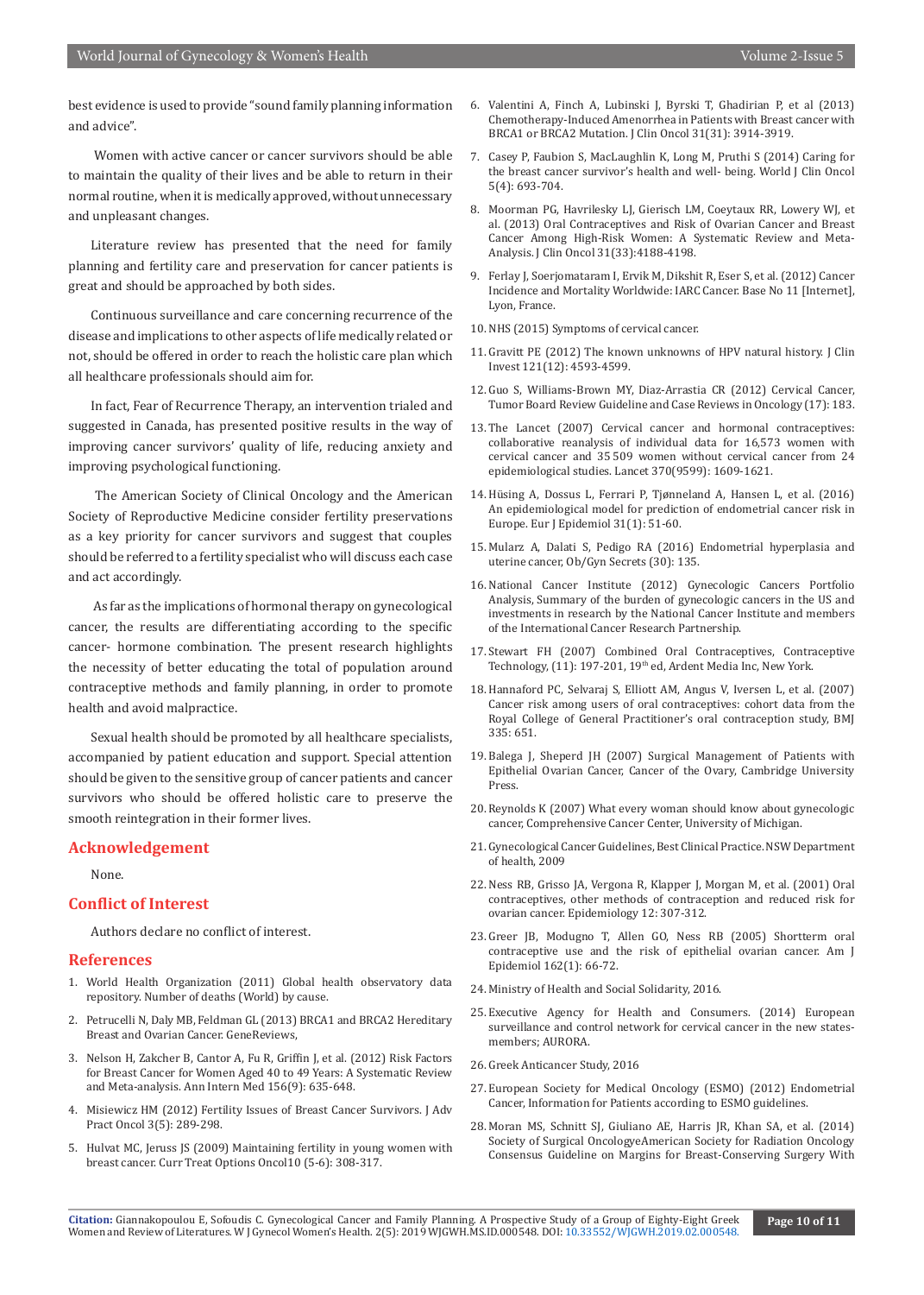best evidence is used to provide "sound family planning information and advice".

Women with active cancer or cancer survivors should be able to maintain the quality of their lives and be able to return in their normal routine, when it is medically approved, without unnecessary and unpleasant changes.

Literature review has presented that the need for family planning and fertility care and preservation for cancer patients is great and should be approached by both sides.

Continuous surveillance and care concerning recurrence of the disease and implications to other aspects of life medically related or not, should be offered in order to reach the holistic care plan which all healthcare professionals should aim for.

In fact, Fear of Recurrence Therapy, an intervention trialed and suggested in Canada, has presented positive results in the way of improving cancer survivors' quality of life, reducing anxiety and improving psychological functioning.

The American Society of Clinical Oncology and the American Society of Reproductive Medicine consider fertility preservations as a key priority for cancer survivors and suggest that couples should be referred to a fertility specialist who will discuss each case and act accordingly.

As far as the implications of hormonal therapy on gynecological cancer, the results are differentiating according to the specific cancer- hormone combination. The present research highlights the necessity of better educating the total of population around contraceptive methods and family planning, in order to promote health and avoid malpractice.

Sexual health should be promoted by all healthcare specialists, accompanied by patient education and support. Special attention should be given to the sensitive group of cancer patients and cancer survivors who should be offered holistic care to preserve the smooth reintegration in their former lives.

## Acknowledgement

None.

## Conflict of Interest

Authors declare no conflict of interest.

## References

1. World Health Organization (2011) Global health observatory data repository. Number of deaths (World) by cause.
2. Petrucelli N, Daly MB, Feldman GL (2013) BRCA1 and BRCA2 Hereditary Breast and Ovarian Cancer. GeneReviews,
3. Nelson H, Zakcher B, Cantor A, Fu R, Griffin J, et al. (2012) Risk Factors for Breast Cancer for Women Aged 40 to 49 Years: A Systematic Review and Meta-analysis. Ann Intern Med 156(9): 635-648.
4. Misiewicz HM (2012) Fertility Issues of Breast Cancer Survivors. J Adv Pract Oncol 3(5): 289-298.
5. Hulvat MC, Jeruss JS (2009) Maintaining fertility in young women with breast cancer. Curr Treat Options Oncol10 (5-6): 308-317.
6. Valentini A, Finch A, Lubinski J, Byrski T, Ghadirian P, et al (2013) Chemotherapy-Induced Amenorrhea in Patients with Breast cancer with BRCA1 or BRCA2 Mutation. J Clin Oncol 31(31): 3914-3919.
7. Casey P, Faubion S, MacLaughlin K, Long M, Pruthi S (2014) Caring for the breast cancer survivor's health and well- being. World J Clin Oncol 5(4): 693-704.
8. Moorman PG, Havrilesky LJ, Gierisch LM, Coeytaux RR, Lowery WJ, et al. (2013) Oral Contraceptives and Risk of Ovarian Cancer and Breast Cancer Among High-Risk Women: A Systematic Review and Meta-Analysis. J Clin Oncol 31(33):4188-4198.
9. Ferlay J, Soerjomataram I, Ervik M, Dikshit R, Eser S, et al. (2012) Cancer Incidence and Mortality Worldwide: IARC Cancer. Base No 11 [Internet], Lyon, France.
10. NHS (2015) Symptoms of cervical cancer.
11. Gravitt PE (2012) The known unknowns of HPV natural history. J Clin Invest 121(12): 4593-4599.
12. Guo S, Williams-Brown MY, Diaz-Arrastia CR (2012) Cervical Cancer, Tumor Board Review Guideline and Case Reviews in Oncology (17): 183.
13. The Lancet (2007) Cervical cancer and hormonal contraceptives: collaborative reanalysis of individual data for 16,573 women with cervical cancer and 35 509 women without cervical cancer from 24 epidemiological studies. Lancet 370(9599): 1609-1621.
14. Hüsing A, Dossus L, Ferrari P, Tjønneland A, Hansen L, et al. (2016) An epidemiological model for prediction of endometrial cancer risk in Europe. Eur J Epidemiol 31(1): 51-60.
15. Mularz A, Dalati S, Pedigo RA (2016) Endometrial hyperplasia and uterine cancer, Ob/Gyn Secrets (30): 135.
16. National Cancer Institute (2012) Gynecologic Cancers Portfolio Analysis, Summary of the burden of gynecologic cancers in the US and investments in research by the National Cancer Institute and members of the International Cancer Research Partnership.
17. Stewart FH (2007) Combined Oral Contraceptives, Contraceptive Technology, (11): 197-201, 19th ed, Ardent Media Inc, New York.
18. Hannaford PC, Selvaraj S, Elliott AM, Angus V, Iversen L, et al. (2007) Cancer risk among users of oral contraceptives: cohort data from the Royal College of General Practitioner's oral contraception study, BMJ 335: 651.
19. Balega J, Sheperd JH (2007) Surgical Management of Patients with Epithelial Ovarian Cancer, Cancer of the Ovary, Cambridge University Press.
20. Reynolds K (2007) What every woman should know about gynecologic cancer, Comprehensive Cancer Center, University of Michigan.
21. Gynecological Cancer Guidelines, Best Clinical Practice. NSW Department of health, 2009
22. Ness RB, Grisso JA, Vergona R, Klapper J, Morgan M, et al. (2001) Oral contraceptives, other methods of contraception and reduced risk for ovarian cancer. Epidemiology 12: 307-312.
23. Greer JB, Modugno T, Allen GO, Ness RB (2005) Shortterm oral contraceptive use and the risk of epithelial ovarian cancer. Am J Epidemiol 162(1): 66-72.
24. Ministry of Health and Social Solidarity, 2016.
25. Executive Agency for Health and Consumers. (2014) European surveillance and control network for cervical cancer in the new states-members; AURORA.
26. Greek Anticancer Study, 2016
27. European Society for Medical Oncology (ESMO) (2012) Endometrial Cancer, Information for Patients according to ESMO guidelines.
28. Moran MS, Schnitt SJ, Giuliano AE, Harris JR, Khan SA, et al. (2014) Society of Surgical OncologyAmerican Society for Radiation Oncology Consensus Guideline on Margins for Breast-Conserving Surgery With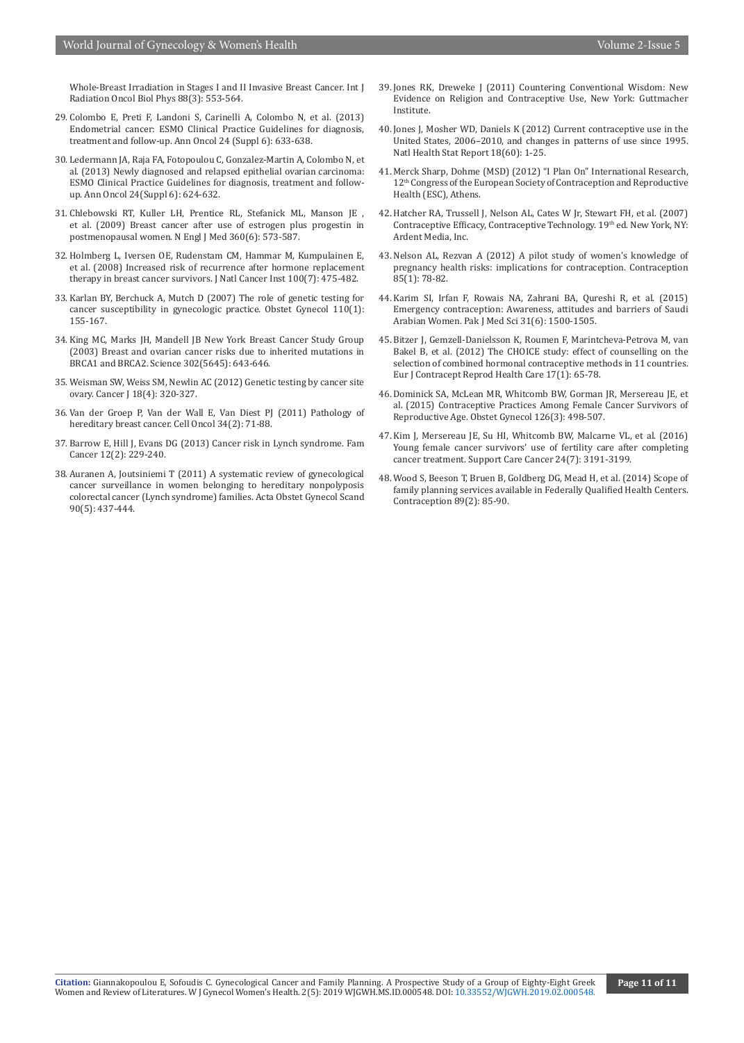Whole-Breast Irradiation in Stages I and II Invasive Breast Cancer. Int J Radiation Oncol Biol Phys 88(3): 553-564.

29. Colombo E, Preti F, Landoni S, Carinelli A, Colombo N, et al. (2013) Endometrial cancer: ESMO Clinical Practice Guidelines for diagnosis, treatment and follow-up. Ann Oncol 24 (Suppl 6): 633-638.
30. Ledermann JA, Raja FA, Fotopoulou C, Gonzalez-Martin A, Colombo N, et al. (2013) Newly diagnosed and relapsed epithelial ovarian carcinoma: ESMO Clinical Practice Guidelines for diagnosis, treatment and follow-up. Ann Oncol 24(Suppl 6): 624-632.
31. Chlebowski RT, Kuller LH, Prentice RL, Stefanick ML, Manson JE , et al. (2009) Breast cancer after use of estrogen plus progestin in postmenopausal women. N Engl J Med 360(6): 573-587.
32. Holmberg L, Iversen OE, Rudenstam CM, Hammar M, Kumpulainen E, et al. (2008) Increased risk of recurrence after hormone replacement therapy in breast cancer survivors. J Natl Cancer Inst 100(7): 475-482.
33. Karlan BY, Berchuck A, Mutch D (2007) The role of genetic testing for cancer susceptibility in gynecologic practice. Obstet Gynecol 110(1): 155-167.
34. King MC, Marks JH, Mandell JB New York Breast Cancer Study Group (2003) Breast and ovarian cancer risks due to inherited mutations in BRCA1 and BRCA2. Science 302(5645): 643-646.
35. Weisman SW, Weiss SM, Newlin AC (2012) Genetic testing by cancer site ovary. Cancer J 18(4): 320-327.
36. Van der Groep P, Van der Wall E, Van Diest PJ (2011) Pathology of hereditary breast cancer. Cell Oncol 34(2): 71-88.
37. Barrow E, Hill J, Evans DG (2013) Cancer risk in Lynch syndrome. Fam Cancer 12(2): 229-240.
38. Auranen A, Joutsiniemi T (2011) A systematic review of gynecological cancer surveillance in women belonging to hereditary nonpolyposis colorectal cancer (Lynch syndrome) families. Acta Obstet Gynecol Scand 90(5): 437-444.
39. Jones RK, Dreweke J (2011) Countering Conventional Wisdom: New Evidence on Religion and Contraceptive Use, New York: Guttmacher Institute.
40. Jones J, Mosher WD, Daniels K (2012) Current contraceptive use in the United States, 2006–2010, and changes in patterns of use since 1995. Natl Health Stat Report 18(60): 1-25.
41. Merck Sharp, Dohme (MSD) (2012) "I Plan On" International Research, 12th Congress of the European Society of Contraception and Reproductive Health (ESC), Athens.
42. Hatcher RA, Trussell J, Nelson AL, Cates W Jr, Stewart FH, et al. (2007) Contraceptive Efficacy, Contraceptive Technology. 19th ed. New York, NY: Ardent Media, Inc.
43. Nelson AL, Rezvan A (2012) A pilot study of women's knowledge of pregnancy health risks: implications for contraception. Contraception 85(1): 78-82.
44. Karim SI, Irfan F, Rowais NA, Zahrani BA, Qureshi R, et al. (2015) Emergency contraception: Awareness, attitudes and barriers of Saudi Arabian Women. Pak J Med Sci 31(6): 1500-1505.
45. Bitzer J, Gemzell-Danielsson K, Roumen F, Marintcheva-Petrova M, van Bakel B, et al. (2012) The CHOICE study: effect of counselling on the selection of combined hormonal contraceptive methods in 11 countries. Eur J Contracept Reprod Health Care 17(1): 65-78.
46. Dominick SA, McLean MR, Whitcomb BW, Gorman JR, Mersereau JE, et al. (2015) Contraceptive Practices Among Female Cancer Survivors of Reproductive Age. Obstet Gynecol 126(3): 498-507.
47. Kim J, Mersereau JE, Su HI, Whitcomb BW, Malcarne VL, et al. (2016) Young female cancer survivors' use of fertility care after completing cancer treatment. Support Care Cancer 24(7): 3191-3199.
48. Wood S, Beeson T, Bruen B, Goldberg DG, Mead H, et al. (2014) Scope of family planning services available in Federally Qualified Health Centers. Contraception 89(2): 85-90.